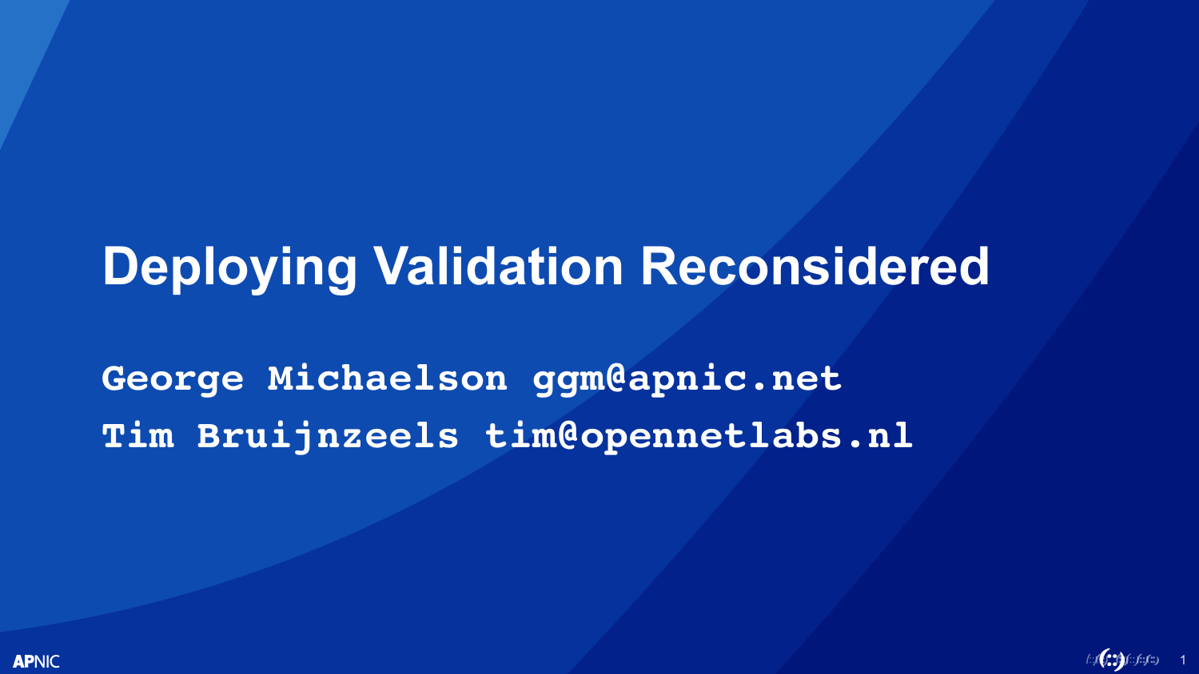# Deploying Validation Reconsidered

**George Michaelson ggm@apnic.net**

**Tim Bruijnzeels tim@opennetlabs.nl**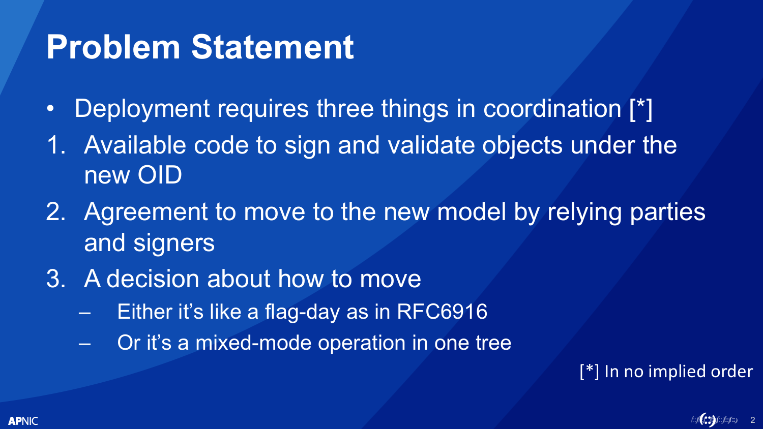# Problem Statement

- Deployment requires three things in coordination [*]

1. Available code to sign and validate objects under the new OID
2. Agreement to move to the new model by relying parties and signers
3. A decision about how to move
   - Either it's like a flag-day as in RFC6916
   - Or it's a mixed-mode operation in one tree

[*] In no implied order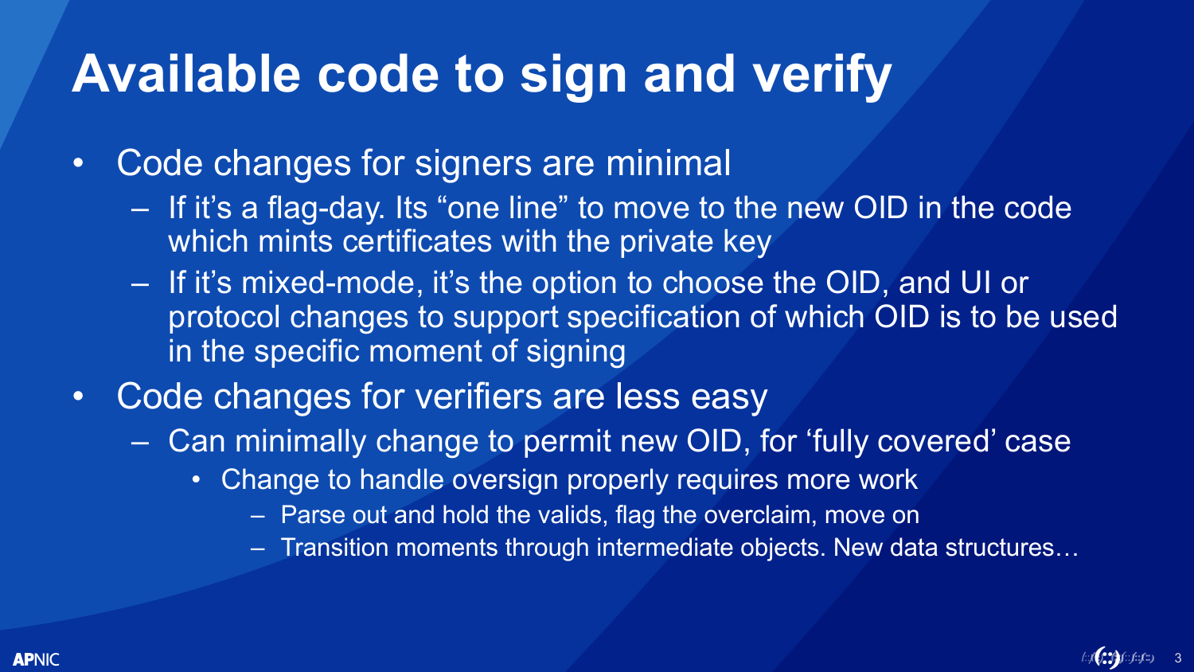# Available code to sign and verify

- Code changes for signers are minimal
  - If it's a flag-day. Its "one line" to move to the new OID in the code which mints certificates with the private key
  - If it's mixed-mode, it's the option to choose the OID, and UI or protocol changes to support specification of which OID is to be used in the specific moment of signing
- Code changes for verifiers are less easy
  - Can minimally change to permit new OID, for 'fully covered' case
    - Change to handle oversign properly requires more work
      - Parse out and hold the valids, flag the overclaim, move on
      - Transition moments through intermediate objects. New data structures…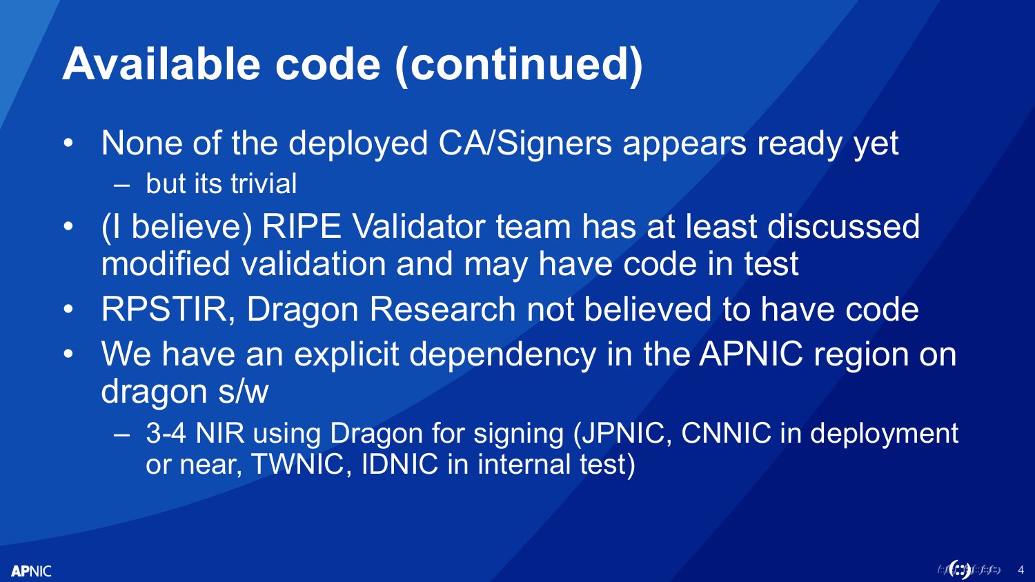# Available code (continued)

- None of the deployed CA/Signers appears ready yet
  - but its trivial
- (I believe) RIPE Validator team has at least discussed modified validation and may have code in test
- RPSTIR, Dragon Research not believed to have code
- We have an explicit dependency in the APNIC region on dragon s/w
  - 3-4 NIR using Dragon for signing (JPNIC, CNNIC in deployment or near, TWNIC, IDNIC in internal test)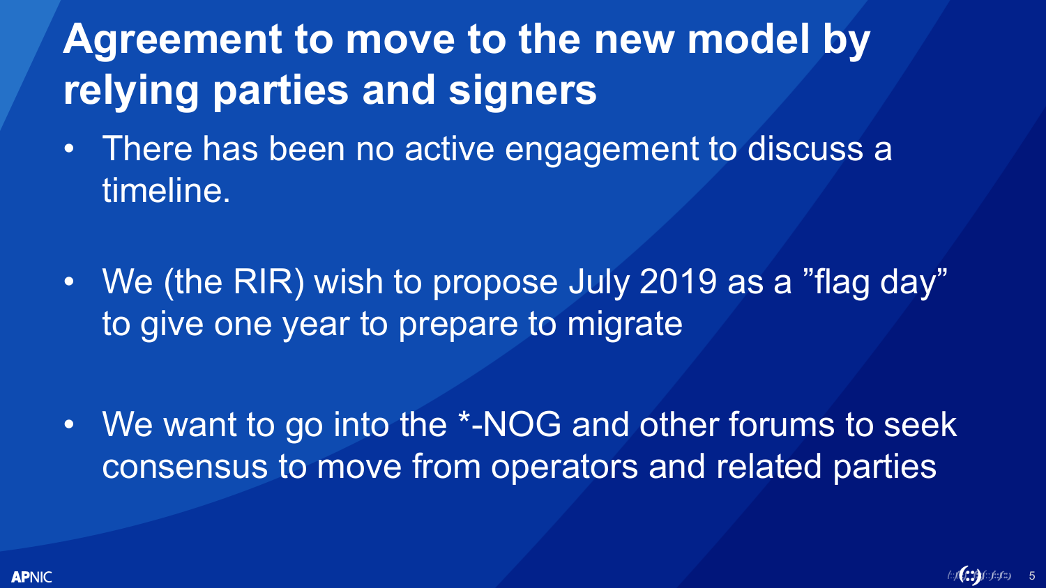# Agreement to move to the new model by relying parties and signers

- There has been no active engagement to discuss a timeline.
- We (the RIR) wish to propose July 2019 as a ”flag day” to give one year to prepare to migrate
- We want to go into the *-NOG and other forums to seek consensus to move from operators and related parties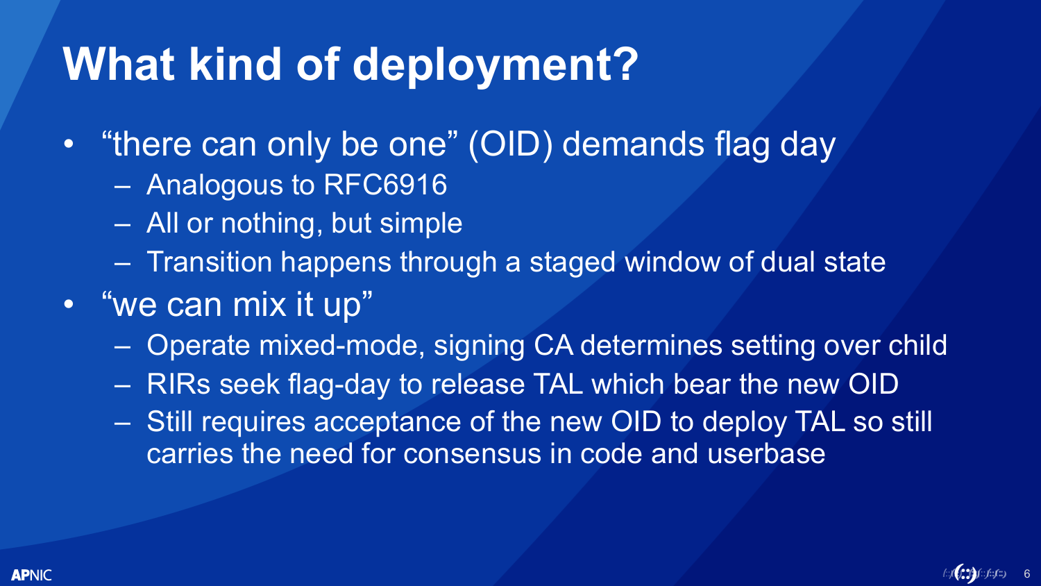# What kind of deployment?

- "there can only be one" (OID) demands flag day
  - Analogous to RFC6916
  - All or nothing, but simple
  - Transition happens through a staged window of dual state
- "we can mix it up"
  - Operate mixed-mode, signing CA determines setting over child
  - RIRs seek flag-day to release TAL which bear the new OID
  - Still requires acceptance of the new OID to deploy TAL so still carries the need for consensus in code and userbase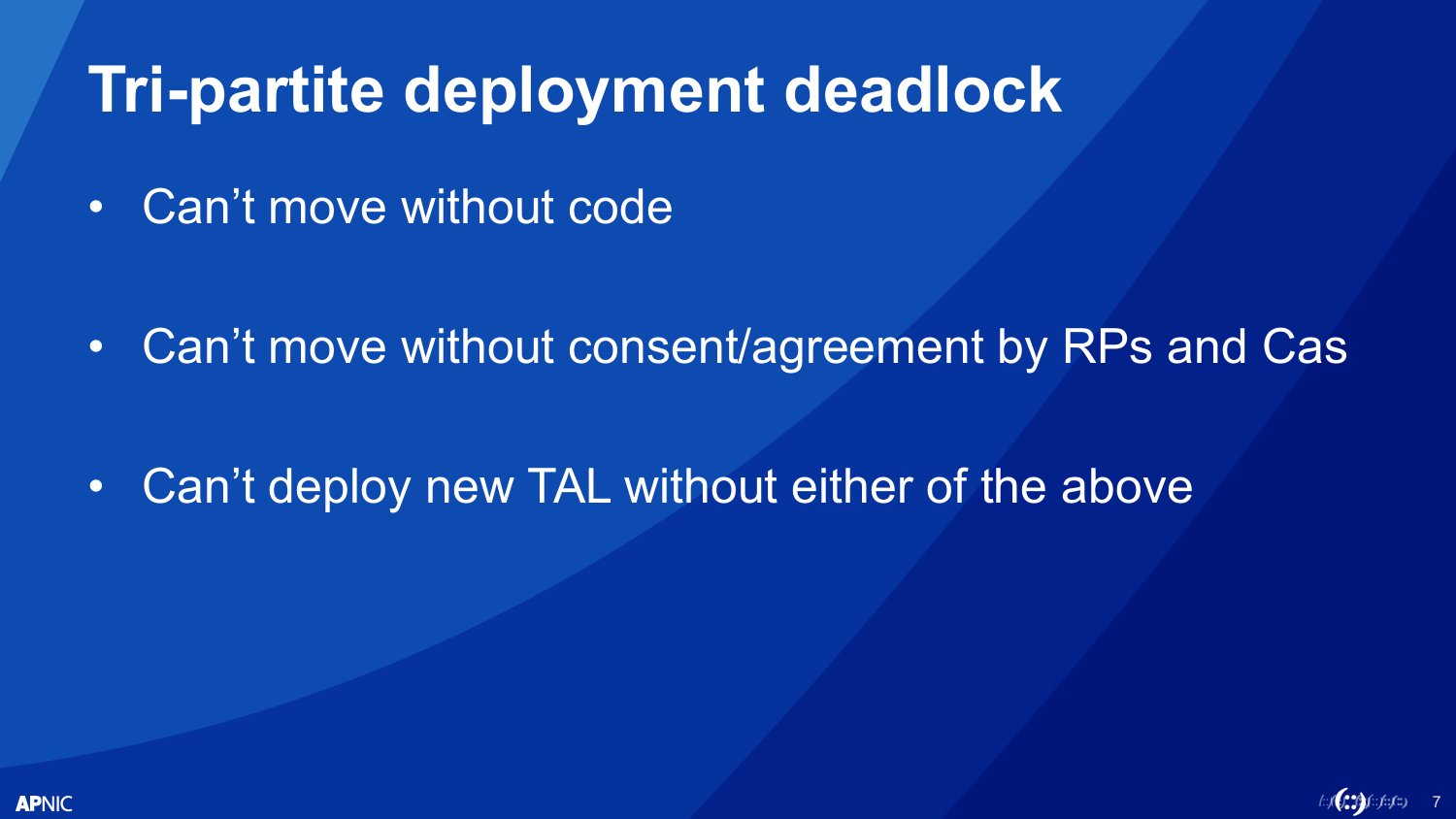# Tri-partite deployment deadlock

- Can’t move without code
- Can’t move without consent/agreement by RPs and Cas
- Can’t deploy new TAL without either of the above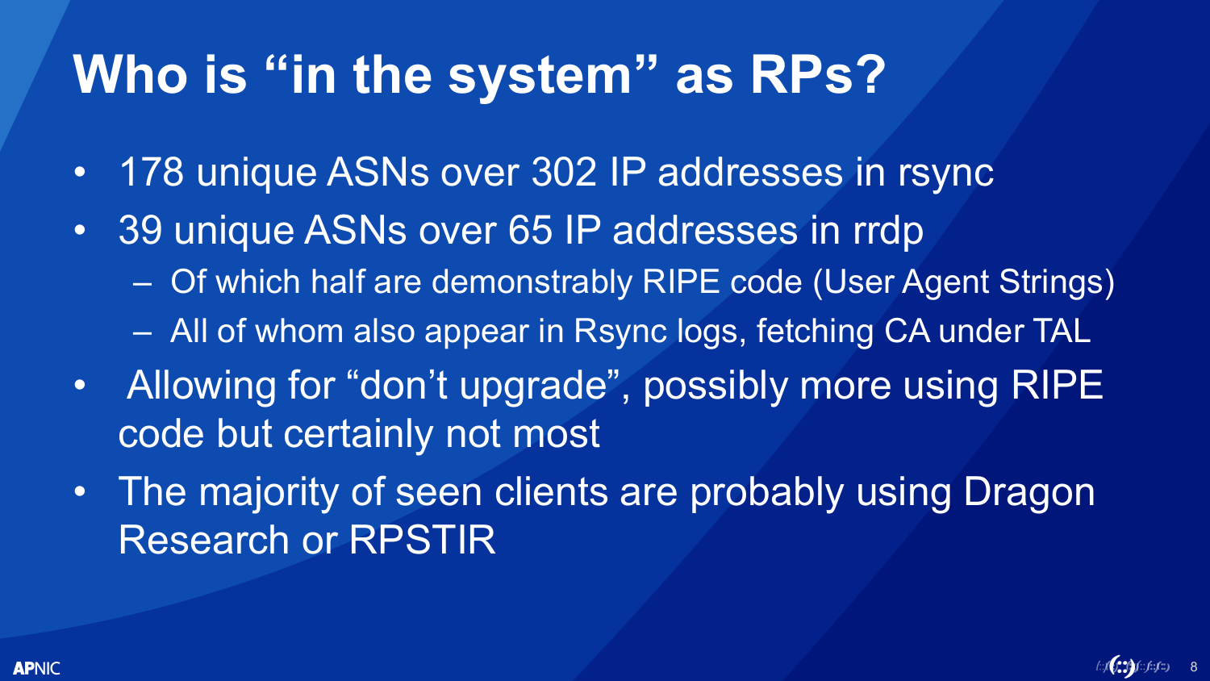# Who is "in the system" as RPs?

- 178 unique ASNs over 302 IP addresses in rsync
- 39 unique ASNs over 65 IP addresses in rrdp
  - Of which half are demonstrably RIPE code (User Agent Strings)
  - All of whom also appear in Rsync logs, fetching CA under TAL
- Allowing for "don't upgrade", possibly more using RIPE code but certainly not most
- The majority of seen clients are probably using Dragon Research or RPSTIR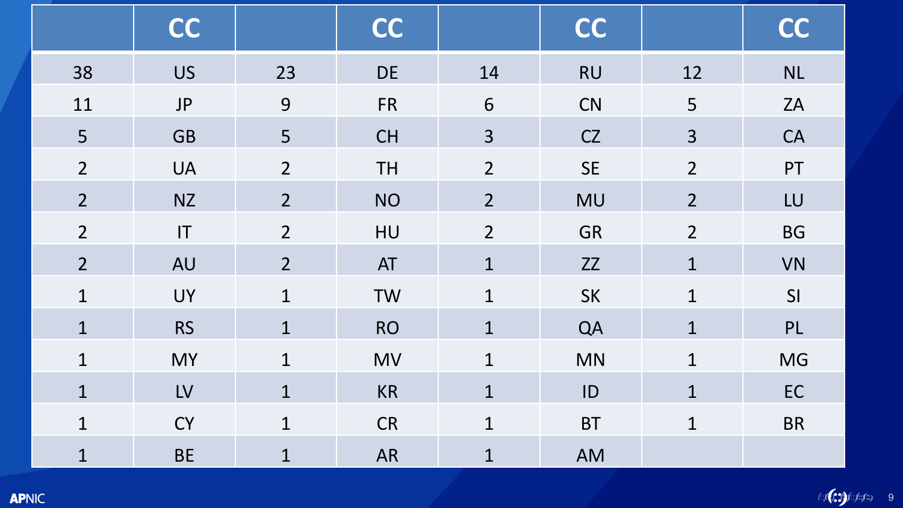|  | CC |  | CC |  | CC |  | CC |
|---|---|---|---|---|---|---|---|
| 38 | US | 23 | DE | 14 | RU | 12 | NL |
| 11 | JP | 9 | FR | 6 | CN | 5 | ZA |
| 5 | GB | 5 | CH | 3 | CZ | 3 | CA |
| 2 | UA | 2 | TH | 2 | SE | 2 | PT |
| 2 | NZ | 2 | NO | 2 | MU | 2 | LU |
| 2 | IT | 2 | HU | 2 | GR | 2 | BG |
| 2 | AU | 2 | AT | 1 | ZZ | 1 | VN |
| 1 | UY | 1 | TW | 1 | SK | 1 | SI |
| 1 | RS | 1 | RO | 1 | QA | 1 | PL |
| 1 | MY | 1 | MV | 1 | MN | 1 | MG |
| 1 | LV | 1 | KR | 1 | ID | 1 | EC |
| 1 | CY | 1 | CR | 1 | BT | 1 | BR |
| 1 | BE | 1 | AR | 1 | AM |  |  |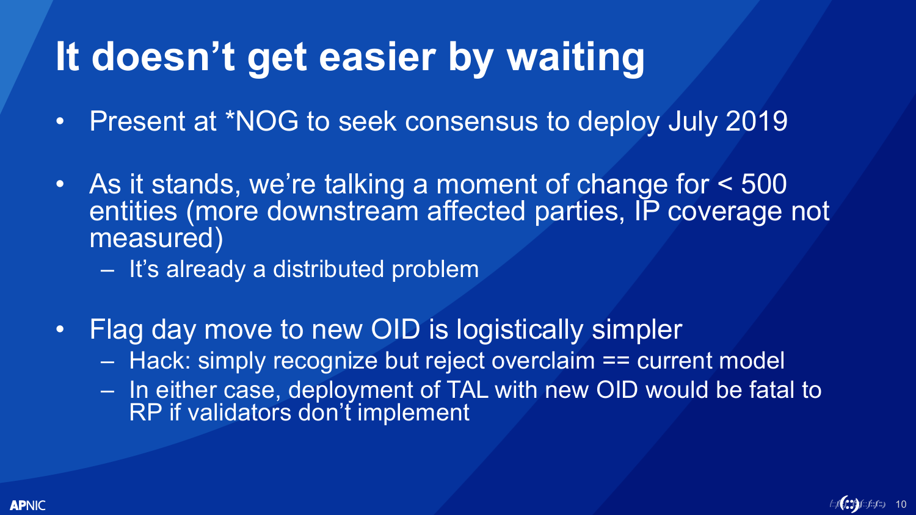# It doesn't get easier by waiting

- Present at *NOG to seek consensus to deploy July 2019
- As it stands, we're talking a moment of change for < 500 entities (more downstream affected parties, IP coverage not measured)
  - It's already a distributed problem
- Flag day move to new OID is logistically simpler
  - Hack: simply recognize but reject overclaim == current model
  - In either case, deployment of TAL with new OID would be fatal to RP if validators don't implement